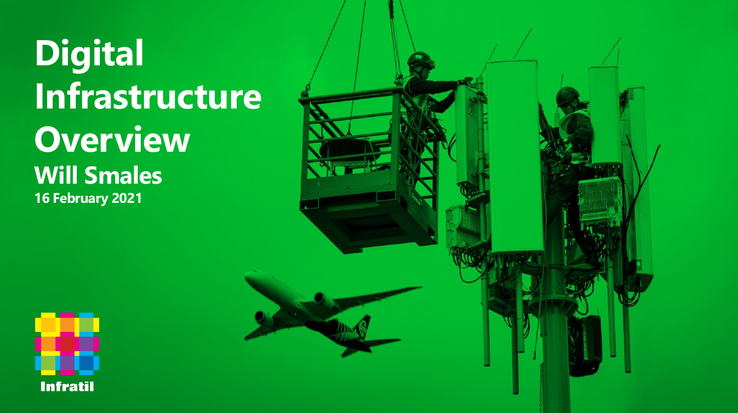# Digital Infrastructure Overview

## Will Smales

**16 February 2021**

Infratil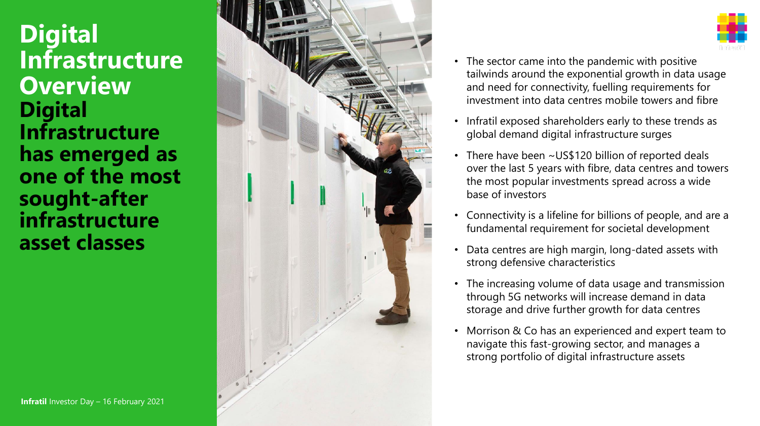# Digital Infrastructure Overview

## Digital Infrastructure has emerged as one of the most sought-after infrastructure asset classes

- The sector came into the pandemic with positive tailwinds around the exponential growth in data usage and need for connectivity, fuelling requirements for investment into data centres mobile towers and fibre
- Infratil exposed shareholders early to these trends as global demand digital infrastructure surges
- There have been ~US$120 billion of reported deals over the last 5 years with fibre, data centres and towers the most popular investments spread across a wide base of investors
- Connectivity is a lifeline for billions of people, and are a fundamental requirement for societal development
- Data centres are high margin, long-dated assets with strong defensive characteristics
- The increasing volume of data usage and transmission through 5G networks will increase demand in data storage and drive further growth for data centres
- Morrison & Co has an experienced and expert team to navigate this fast-growing sector, and manages a strong portfolio of digital infrastructure assets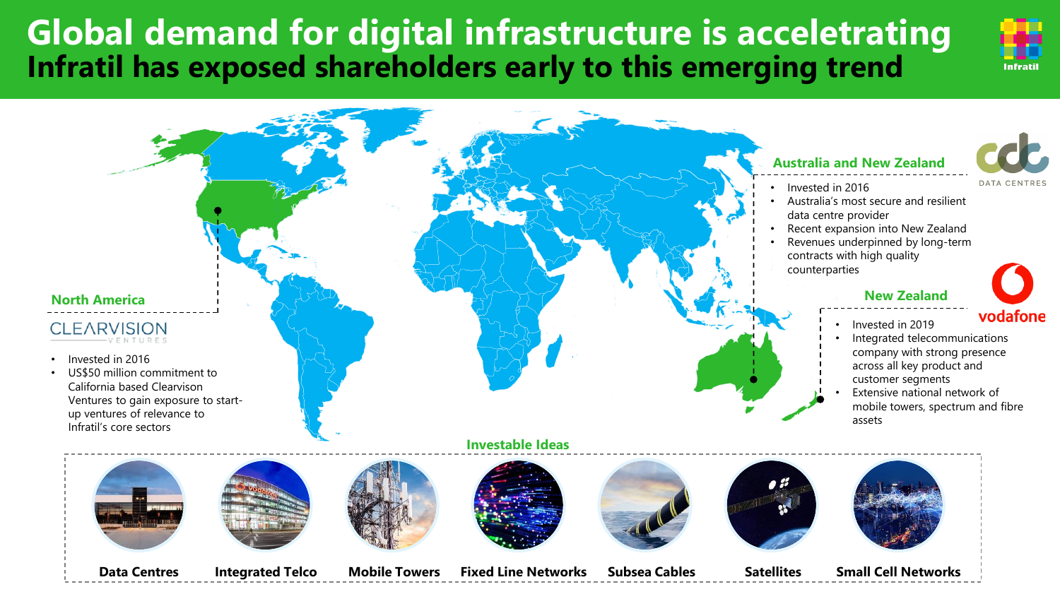# Global demand for digital infrastructure is acceletrating

## Infratil has exposed shareholders early to this emerging trend

### North America

CLEARVISION VENTURES

- Invested in 2016
- US$50 million commitment to California based Clearvison Ventures to gain exposure to start-up ventures of relevance to Infratil's core sectors

### Australia and New Zealand

cdc DATA CENTRES

- Invested in 2016
- Australia's most secure and resilient data centre provider
- Recent expansion into New Zealand
- Revenues underpinned by long-term contracts with high quality counterparties

### New Zealand

vodafone

- Invested in 2019
- Integrated telecommunications company with strong presence across all key product and customer segments
- Extensive national network of mobile towers, spectrum and fibre assets

### Investable Ideas

Data Centres

Integrated Telco

Mobile Towers

Fixed Line Networks

Subsea Cables

Satellites

Small Cell Networks